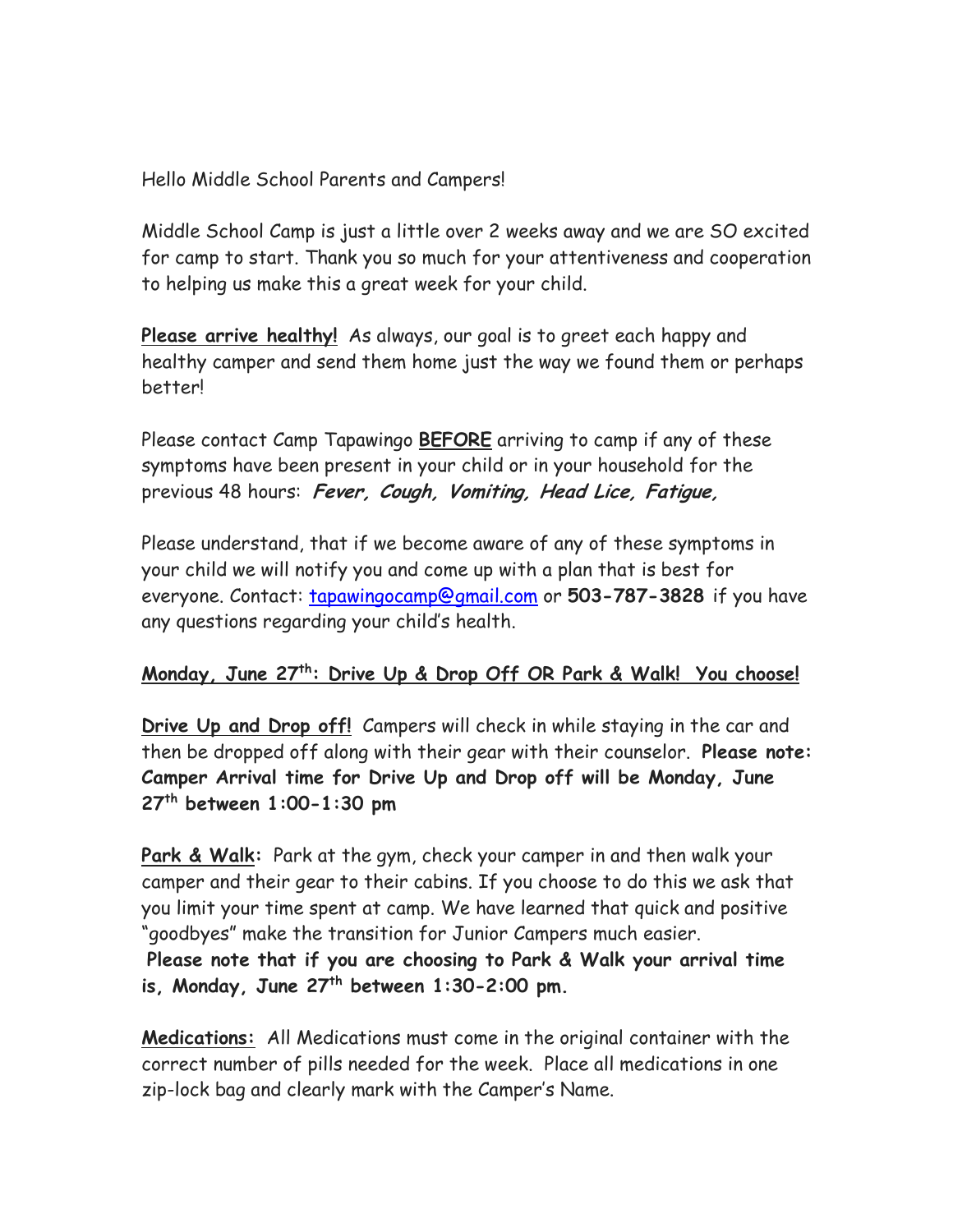Hello Middle School Parents and Campers!

Middle School Camp is just a little over 2 weeks away and we are SO excited for camp to start. Thank you so much for your attentiveness and cooperation to helping us make this a great week for your child.

**Please arrive healthy!** As always, our goal is to greet each happy and healthy camper and send them home just the way we found them or perhaps better!

Please contact Camp Tapawingo **BEFORE** arriving to camp if any of these symptoms have been present in your child or in your household for the previous 48 hours: ***Fever, Cough, Vomiting, Head Lice, Fatigue,***

Please understand, that if we become aware of any of these symptoms in your child we will notify you and come up with a plan that is best for everyone. Contact: [tapawingocamp@gmail.com](mailto:tapawingocamp@gmail.com) or **503-787-3828** if you have any questions regarding your child's health.

**Monday, June 27th: Drive Up & Drop Off OR Park & Walk! You choose!**

**Drive Up and Drop off!** Campers will check in while staying in the car and then be dropped off along with their gear with their counselor. **Please note: Camper Arrival time for Drive Up and Drop off will be Monday, June 27th between 1:00-1:30 pm**

**Park & Walk:** Park at the gym, check your camper in and then walk your camper and their gear to their cabins. If you choose to do this we ask that you limit your time spent at camp. We have learned that quick and positive "goodbyes" make the transition for Junior Campers much easier.
**Please note that if you are choosing to Park & Walk your arrival time is, Monday, June 27th between 1:30-2:00 pm.**

**Medications:** All Medications must come in the original container with the correct number of pills needed for the week. Place all medications in one zip-lock bag and clearly mark with the Camper's Name.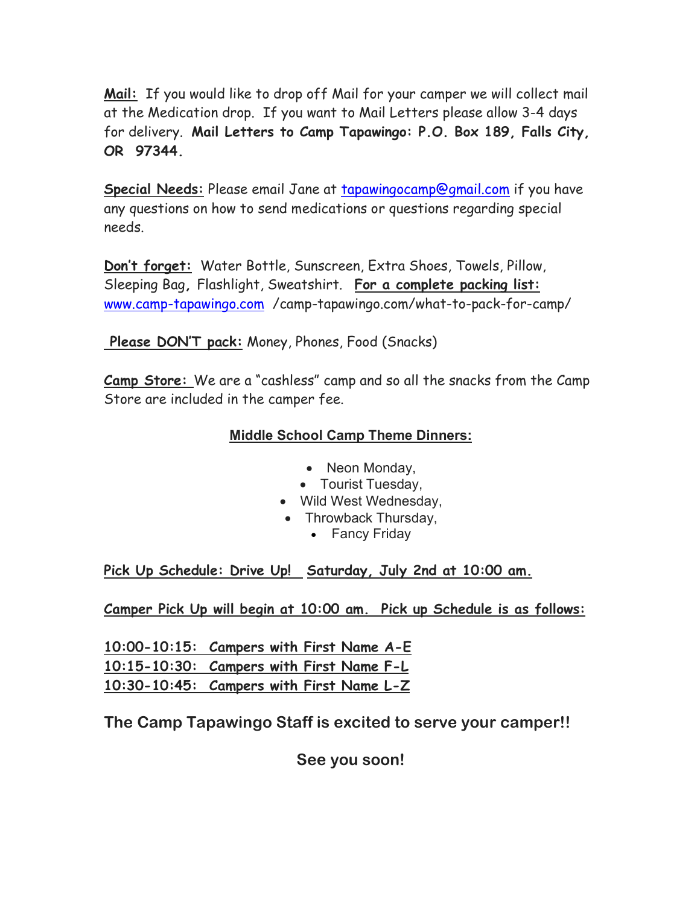**Mail:** If you would like to drop off Mail for your camper we will collect mail at the Medication drop. If you want to Mail Letters please allow 3-4 days for delivery. **Mail Letters to Camp Tapawingo: P.O. Box 189, Falls City, OR 97344.**

**Special Needs:** Please email Jane at tapawingocamp@gmail.com if you have any questions on how to send medications or questions regarding special needs.

**Don't forget:** Water Bottle, Sunscreen, Extra Shoes, Towels, Pillow, Sleeping Bag**,** Flashlight, Sweatshirt. **For a complete packing list:** www.camp-tapawingo.com /camp-tapawingo.com/what-to-pack-for-camp/

**Please DON'T pack:** Money, Phones, Food (Snacks)

**Camp Store:** We are a "cashless" camp and so all the snacks from the Camp Store are included in the camper fee.

## Middle School Camp Theme Dinners:

- Neon Monday,
- Tourist Tuesday,
- Wild West Wednesday,
- Throwback Thursday,
- Fancy Friday

**Pick Up Schedule: Drive Up! Saturday, July 2nd at 10:00 am.**

**Camper Pick Up will begin at 10:00 am. Pick up Schedule is as follows:**

**10:00-10:15: Campers with First Name A-E**
**10:15-10:30: Campers with First Name F-L**
**10:30-10:45: Campers with First Name L-Z**

**The Camp Tapawingo Staff is excited to serve your camper!!**

**See you soon!**